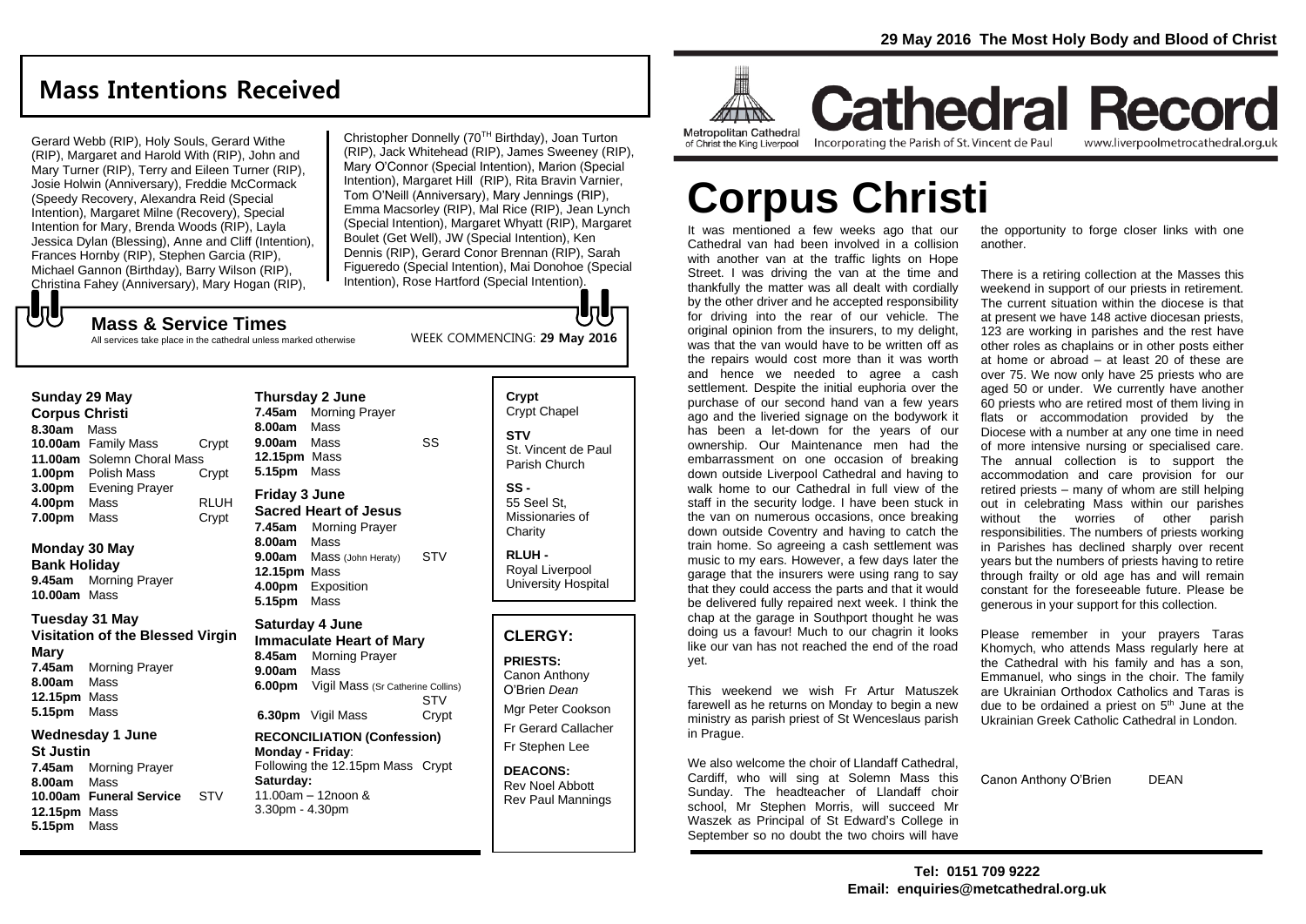## Mass Intentions Received

Gerard Webb (RIP), Holy Souls, Gerard Withe (RIP), Margaret and Harold With (RIP), John and Mary Turner (RIP), Terry and Eileen Turner (RIP), Josie Holwin (Anniversary), Freddie McCormack (Speedy Recovery, Alexandra Reid (Special Intention), Margaret Milne (Recovery), Special Intention for Mary, Brenda Woods (RIP), Layla Jessica Dylan (Blessing), Anne and Cliff (Intention), Frances Hornby (RIP), Stephen Garcia (RIP), Michael Gannon (Birthday), Barry Wilson (RIP), Christina Fahey (Anniversary), Mary Hogan (RIP), Christopher Donnelly (70TH Birthday), Joan Turton (RIP), Jack Whitehead (RIP), James Sweeney (RIP), Mary O'Connor (Special Intention), Marion (Special Intention), Margaret Hill (RIP), Rita Bravin Varnier, Tom O'Neill (Anniversary), Mary Jennings (RIP), Emma Macsorley (RIP), Mal Rice (RIP), Jean Lynch (Special Intention), Margaret Whyatt (RIP), Margaret Boulet (Get Well), JW (Special Intention), Ken Dennis (RIP), Gerard Conor Brennan (RIP), Sarah Figueredo (Special Intention), Mai Donohoe (Special Intention), Rose Hartford (Special Intention).

### Mass & Service Times

All services take place in the cathedral unless marked otherwise

WEEK COMMENCING: **29 May 2016**

**Sunday 29 May**
**Corpus Christi**
**8.30am** Mass
**10.00am** Family Mass — Crypt
**11.00am** Solemn Choral Mass
**1.00pm** Polish Mass — Crypt
**3.00pm** Evening Prayer
**4.00pm** Mass — RLUH
**7.00pm** Mass — Crypt

**Monday 30 May**
**Bank Holiday**
**9.45am** Morning Prayer
**10.00am** Mass

**Tuesday 31 May**
**Visitation of the Blessed Virgin Mary**
**7.45am** Morning Prayer
**8.00am** Mass
**12.15pm** Mass
**5.15pm** Mass

**Wednesday 1 June**
**St Justin**
**7.45am** Morning Prayer
**8.00am** Mass
**10.00am Funeral Service** — STV
**12.15pm** Mass
**5.15pm** Mass

**Thursday 2 June**
**7.45am** Morning Prayer
**8.00am** Mass
**9.00am** Mass — SS
**12.15pm** Mass
**5.15pm** Mass

**Friday 3 June**
**Sacred Heart of Jesus**
**7.45am** Morning Prayer
**8.00am** Mass
**9.00am** Mass (John Heraty) — STV
**12.15pm** Mass
**4.00pm** Exposition
**5.15pm** Mass

**Saturday 4 June**
**Immaculate Heart of Mary**
**8.45am** Morning Prayer
**9.00am** Mass
**6.00pm** Vigil Mass (Sr Catherine Collins) — STV
**6.30pm** Vigil Mass — Crypt

**RECONCILIATION (Confession)**
**Monday - Friday**:
Following the 12.15pm Mass — Crypt
**Saturday:**
11.00am – 12noon &
3.30pm - 4.30pm

**Crypt**
Crypt Chapel

**STV**
St. Vincent de Paul Parish Church

**SS -**
55 Seel St, Missionaries of Charity

**RLUH -**
Royal Liverpool University Hospital

### CLERGY:

**PRIESTS:**
Canon Anthony O'Brien *Dean*
Mgr Peter Cookson
Fr Gerard Callacher
Fr Stephen Lee

**DEACONS:**
Rev Noel Abbott
Rev Paul Mannings

**29 May 2016 The Most Holy Body and Blood of Christ**

Metropolitan Cathedral of Christ the King Liverpool

# Cathedral Record

Incorporating the Parish of St. Vincent de Paul — www.liverpoolmetrocathedral.org.uk

# Corpus Christi

It was mentioned a few weeks ago that our Cathedral van had been involved in a collision with another van at the traffic lights on Hope Street. I was driving the van at the time and thankfully the matter was all dealt with cordially by the other driver and he accepted responsibility for driving into the rear of our vehicle. The original opinion from the insurers, to my delight, was that the van would have to be written off as the repairs would cost more than it was worth and hence we needed to agree a cash settlement. Despite the initial euphoria over the purchase of our second hand van a few years ago and the liveried signage on the bodywork it has been a let-down for the years of our ownership. Our Maintenance men had the embarrassment on one occasion of breaking down outside Liverpool Cathedral and having to walk home to our Cathedral in full view of the staff in the security lodge. I have been stuck in the van on numerous occasions, once breaking down outside Coventry and having to catch the train home. So agreeing a cash settlement was music to my ears. However, a few days later the garage that the insurers were using rang to say that they could access the parts and that it would be delivered fully repaired next week. I think the chap at the garage in Southport thought he was doing us a favour! Much to our chagrin it looks like our van has not reached the end of the road yet.

This weekend we wish Fr Artur Matuszek farewell as he returns on Monday to begin a new ministry as parish priest of St Wenceslaus parish in Prague.

We also welcome the choir of Llandaff Cathedral, Cardiff, who will sing at Solemn Mass this Sunday. The headteacher of Llandaff choir school, Mr Stephen Morris, will succeed Mr Waszek as Principal of St Edward's College in September so no doubt the two choirs will have the opportunity to forge closer links with one another.

There is a retiring collection at the Masses this weekend in support of our priests in retirement. The current situation within the diocese is that at present we have 148 active diocesan priests, 123 are working in parishes and the rest have other roles as chaplains or in other posts either at home or abroad – at least 20 of these are over 75. We now only have 25 priests who are aged 50 or under. We currently have another 60 priests who are retired most of them living in flats or accommodation provided by the Diocese with a number at any one time in need of more intensive nursing or specialised care. The annual collection is to support the accommodation and care provision for our retired priests – many of whom are still helping out in celebrating Mass within our parishes without the worries of other parish responsibilities. The numbers of priests working in Parishes has declined sharply over recent years but the numbers of priests having to retire through frailty or old age has and will remain constant for the foreseeable future. Please be generous in your support for this collection.

Please remember in your prayers Taras Khomych, who attends Mass regularly here at the Cathedral with his family and has a son, Emmanuel, who sings in the choir. The family are Ukrainian Orthodox Catholics and Taras is due to be ordained a priest on 5th June at the Ukrainian Greek Catholic Cathedral in London.

Canon Anthony O'Brien — DEAN

**Tel: 0151 709 9222**
**Email: enquiries@metcathedral.org.uk**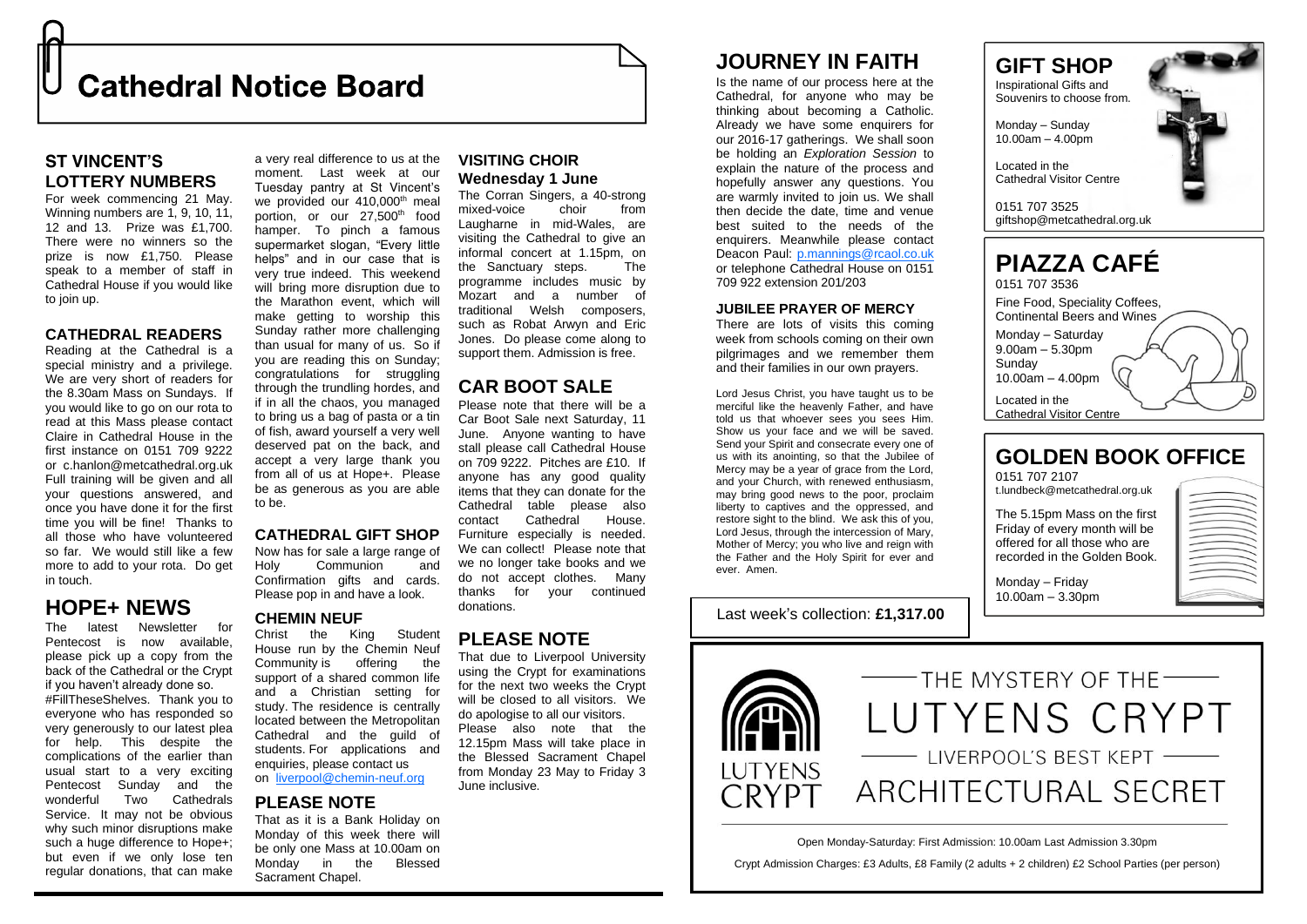# Cathedral Notice Board

## ST VINCENT'S LOTTERY NUMBERS

For week commencing 21 May. Winning numbers are 1, 9, 10, 11, 12 and 13. Prize was £1,700. There were no winners so the prize is now £1,750. Please speak to a member of staff in Cathedral House if you would like to join up.

### CATHEDRAL READERS

Reading at the Cathedral is a special ministry and a privilege. We are very short of readers for the 8.30am Mass on Sundays. If you would like to go on our rota to read at this Mass please contact Claire in Cathedral House in the first instance on 0151 709 9222 or c.hanlon@metcathedral.org.uk Full training will be given and all your questions answered, and once you have done it for the first time you will be fine! Thanks to all those who have volunteered so far. We would still like a few more to add to your rota. Do get in touch.

## HOPE+ NEWS

The latest Newsletter for Pentecost is now available, please pick up a copy from the back of the Cathedral or the Crypt if you haven't already done so.

#FillTheseShelves. Thank you to everyone who has responded so very generously to our latest plea for help. This despite the complications of the earlier than usual start to a very exciting Pentecost Sunday and the wonderful Two Cathedrals Service. It may not be obvious why such minor disruptions make such a huge difference to Hope+; but even if we only lose ten regular donations, that can make a very real difference to us at the moment. Last week at our Tuesday pantry at St Vincent's we provided our 410,000th meal portion, or our 27,500th food hamper. To pinch a famous supermarket slogan, "Every little helps" and in our case that is very true indeed. This weekend will bring more disruption due to the Marathon event, which will make getting to worship this Sunday rather more challenging than usual for many of us. So if you are reading this on Sunday; congratulations for struggling through the trundling hordes, and if in all the chaos, you managed to bring us a bag of pasta or a tin of fish, award yourself a very well deserved pat on the back, and accept a very large thank you from all of us at Hope+. Please be as generous as you are able to be.

### CATHEDRAL GIFT SHOP

Now has for sale a large range of Holy Communion and Confirmation gifts and cards. Please pop in and have a look.

### CHEMIN NEUF

Christ the King Student House run by the Chemin Neuf Community is offering the support of a shared common life and a Christian setting for study. The residence is centrally located between the Metropolitan Cathedral and the guild of students. For applications and enquiries, please contact us on liverpool@chemin-neuf.org

## PLEASE NOTE

That as it is a Bank Holiday on Monday of this week there will be only one Mass at 10.00am on Monday in the Blessed Sacrament Chapel.

### VISITING CHOIR Wednesday 1 June

The Corran Singers, a 40-strong mixed-voice choir from Laugharne in mid-Wales, are visiting the Cathedral to give an informal concert at 1.15pm, on the Sanctuary steps. The programme includes music by Mozart and a number of traditional Welsh composers, such as Robat Arwyn and Eric Jones. Do please come along to support them. Admission is free.

## CAR BOOT SALE

Please note that there will be a Car Boot Sale next Saturday, 11 June. Anyone wanting to have stall please call Cathedral House on 709 9222. Pitches are £10. If anyone has any good quality items that they can donate for the Cathedral table please also contact Cathedral House. Furniture especially is needed. We can collect! Please note that we no longer take books and we do not accept clothes. Many thanks for your continued donations.

## PLEASE NOTE

That due to Liverpool University using the Crypt for examinations for the next two weeks the Crypt will be closed to all visitors. We do apologise to all our visitors.

Please also note that the 12.15pm Mass will take place in the Blessed Sacrament Chapel from Monday 23 May to Friday 3 June inclusive.

## JOURNEY IN FAITH

Is the name of our process here at the Cathedral, for anyone who may be thinking about becoming a Catholic. Already we have some enquirers for our 2016-17 gatherings. We shall soon be holding an *Exploration Session* to explain the nature of the process and hopefully answer any questions. You are warmly invited to join us. We shall then decide the date, time and venue best suited to the needs of the enquirers. Meanwhile please contact Deacon Paul: p.mannings@rcaol.co.uk or telephone Cathedral House on 0151 709 922 extension 201/203

### JUBILEE PRAYER OF MERCY

There are lots of visits this coming week from schools coming on their own pilgrimages and we remember them and their families in our own prayers.

Lord Jesus Christ, you have taught us to be merciful like the heavenly Father, and have told us that whoever sees you sees Him. Show us your face and we will be saved. Send your Spirit and consecrate every one of us with its anointing, so that the Jubilee of Mercy may be a year of grace from the Lord, and your Church, with renewed enthusiasm, may bring good news to the poor, proclaim liberty to captives and the oppressed, and restore sight to the blind. We ask this of you, Lord Jesus, through the intercession of Mary, Mother of Mercy; you who live and reign with the Father and the Holy Spirit for ever and ever. Amen.

Last week's collection: **£1,317.00**

## GIFT SHOP

Inspirational Gifts and Souvenirs to choose from.

Monday – Sunday
10.00am – 4.00pm

Located in the Cathedral Visitor Centre

0151 707 3525
giftshop@metcathedral.org.uk

## PIAZZA CAFÉ

0151 707 3536

Fine Food, Speciality Coffees, Continental Beers and Wines

Monday – Saturday
9.00am – 5.30pm
Sunday
10.00am – 4.00pm

Located in the Cathedral Visitor Centre

## GOLDEN BOOK OFFICE

0151 707 2107
t.lundbeck@metcathedral.org.uk

The 5.15pm Mass on the first Friday of every month will be offered for all those who are recorded in the Golden Book.

Monday – Friday
10.00am – 3.30pm

LUTYENS CRYPT

THE MYSTERY OF THE
# LUTYENS CRYPT
LIVERPOOL'S BEST KEPT
ARCHITECTURAL SECRET

Open Monday-Saturday: First Admission: 10.00am Last Admission 3.30pm

Crypt Admission Charges: £3 Adults, £8 Family (2 adults + 2 children) £2 School Parties (per person)